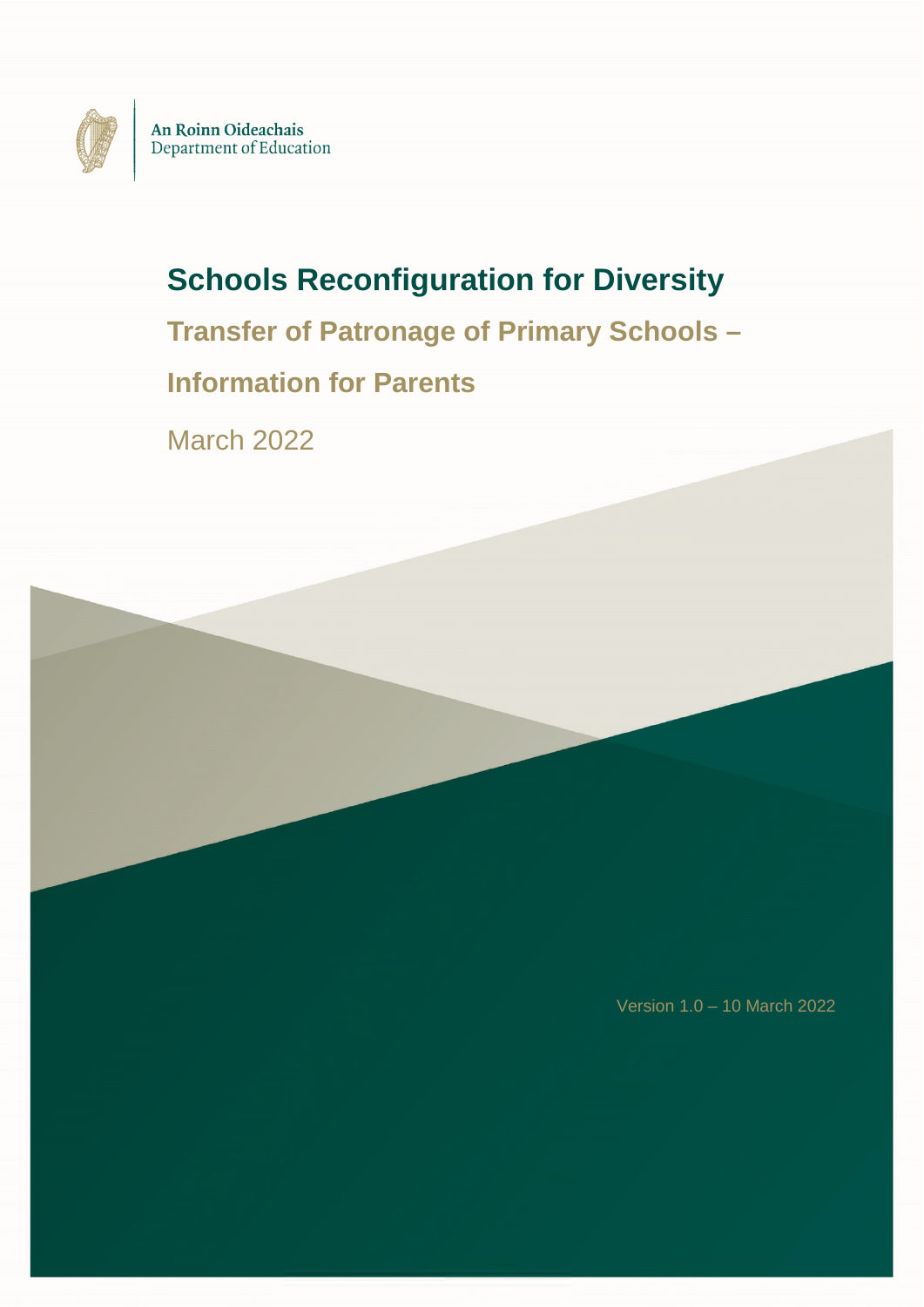An Roinn Oideachais
Department of Education

# Schools Reconfiguration for Diversity

## Transfer of Patronage of Primary Schools – Information for Parents

March 2022

Version 1.0 – 10 March 2022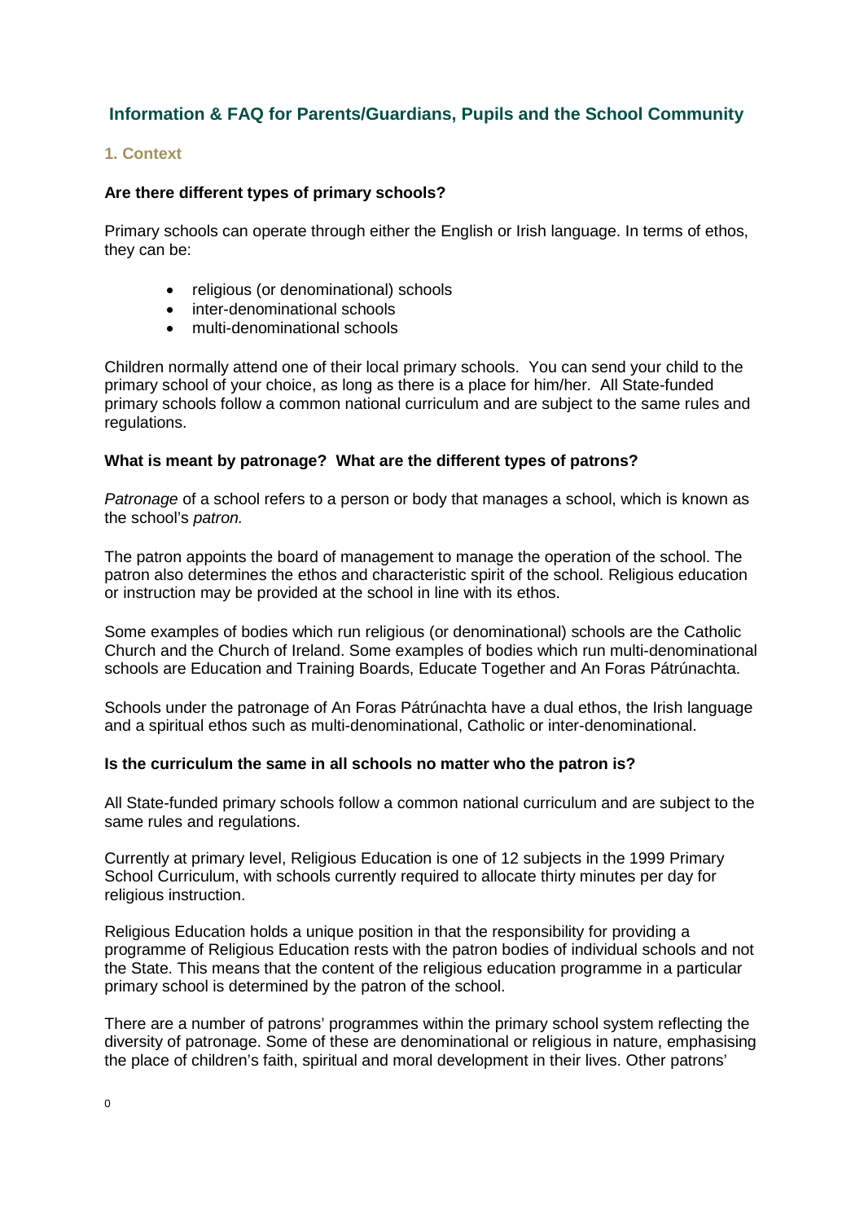## Information & FAQ for Parents/Guardians, Pupils and the School Community

### 1. Context

**Are there different types of primary schools?**

Primary schools can operate through either the English or Irish language. In terms of ethos, they can be:

- religious (or denominational) schools
- inter-denominational schools
- multi-denominational schools

Children normally attend one of their local primary schools. You can send your child to the primary school of your choice, as long as there is a place for him/her. All State-funded primary schools follow a common national curriculum and are subject to the same rules and regulations.

**What is meant by patronage? What are the different types of patrons?**

*Patronage* of a school refers to a person or body that manages a school, which is known as the school's *patron.*

The patron appoints the board of management to manage the operation of the school. The patron also determines the ethos and characteristic spirit of the school. Religious education or instruction may be provided at the school in line with its ethos.

Some examples of bodies which run religious (or denominational) schools are the Catholic Church and the Church of Ireland. Some examples of bodies which run multi-denominational schools are Education and Training Boards, Educate Together and An Foras Pátrúnachta.

Schools under the patronage of An Foras Pátrúnachta have a dual ethos, the Irish language and a spiritual ethos such as multi-denominational, Catholic or inter-denominational.

**Is the curriculum the same in all schools no matter who the patron is?**

All State-funded primary schools follow a common national curriculum and are subject to the same rules and regulations.

Currently at primary level, Religious Education is one of 12 subjects in the 1999 Primary School Curriculum, with schools currently required to allocate thirty minutes per day for religious instruction.

Religious Education holds a unique position in that the responsibility for providing a programme of Religious Education rests with the patron bodies of individual schools and not the State. This means that the content of the religious education programme in a particular primary school is determined by the patron of the school.

There are a number of patrons' programmes within the primary school system reflecting the diversity of patronage. Some of these are denominational or religious in nature, emphasising the place of children's faith, spiritual and moral development in their lives. Other patrons'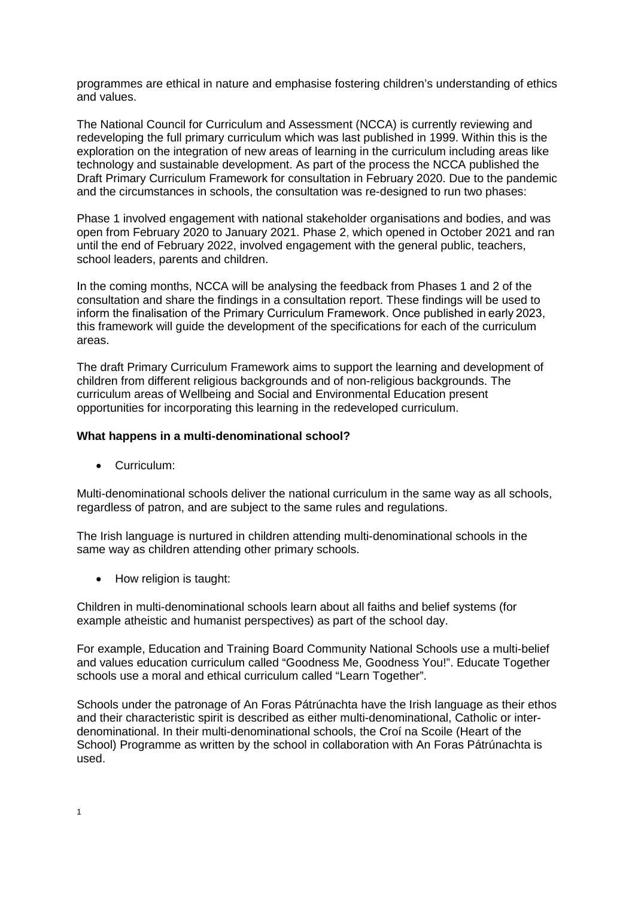programmes are ethical in nature and emphasise fostering children's understanding of ethics and values.

The National Council for Curriculum and Assessment (NCCA) is currently reviewing and redeveloping the full primary curriculum which was last published in 1999. Within this is the exploration on the integration of new areas of learning in the curriculum including areas like technology and sustainable development. As part of the process the NCCA published the Draft Primary Curriculum Framework for consultation in February 2020. Due to the pandemic and the circumstances in schools, the consultation was re-designed to run two phases:

Phase 1 involved engagement with national stakeholder organisations and bodies, and was open from February 2020 to January 2021. Phase 2, which opened in October 2021 and ran until the end of February 2022, involved engagement with the general public, teachers, school leaders, parents and children.

In the coming months, NCCA will be analysing the feedback from Phases 1 and 2 of the consultation and share the findings in a consultation report. These findings will be used to inform the finalisation of the Primary Curriculum Framework. Once published in early 2023, this framework will guide the development of the specifications for each of the curriculum areas.

The draft Primary Curriculum Framework aims to support the learning and development of children from different religious backgrounds and of non-religious backgrounds. The curriculum areas of Wellbeing and Social and Environmental Education present opportunities for incorporating this learning in the redeveloped curriculum.

**What happens in a multi-denominational school?**

- Curriculum:

Multi-denominational schools deliver the national curriculum in the same way as all schools, regardless of patron, and are subject to the same rules and regulations.

The Irish language is nurtured in children attending multi-denominational schools in the same way as children attending other primary schools.

- How religion is taught:

Children in multi-denominational schools learn about all faiths and belief systems (for example atheistic and humanist perspectives) as part of the school day.

For example, Education and Training Board Community National Schools use a multi-belief and values education curriculum called "Goodness Me, Goodness You!". Educate Together schools use a moral and ethical curriculum called "Learn Together".

Schools under the patronage of An Foras Pátrúnachta have the Irish language as their ethos and their characteristic spirit is described as either multi-denominational, Catholic or inter-denominational. In their multi-denominational schools, the Croí na Scoile (Heart of the School) Programme as written by the school in collaboration with An Foras Pátrúnachta is used.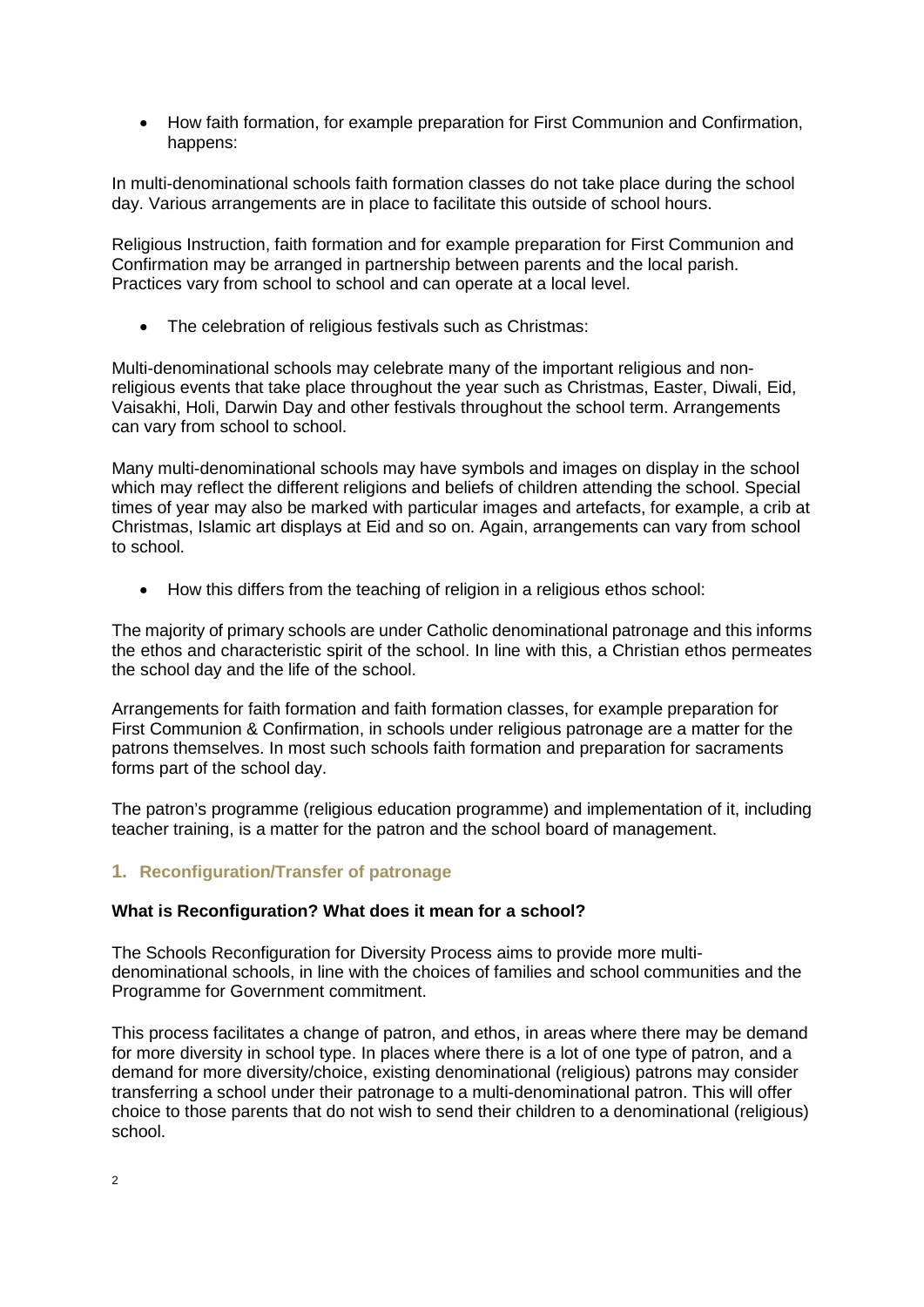- How faith formation, for example preparation for First Communion and Confirmation, happens:

In multi-denominational schools faith formation classes do not take place during the school day. Various arrangements are in place to facilitate this outside of school hours.

Religious Instruction, faith formation and for example preparation for First Communion and Confirmation may be arranged in partnership between parents and the local parish. Practices vary from school to school and can operate at a local level.

- The celebration of religious festivals such as Christmas:

Multi-denominational schools may celebrate many of the important religious and non-religious events that take place throughout the year such as Christmas, Easter, Diwali, Eid, Vaisakhi, Holi, Darwin Day and other festivals throughout the school term. Arrangements can vary from school to school.

Many multi-denominational schools may have symbols and images on display in the school which may reflect the different religions and beliefs of children attending the school. Special times of year may also be marked with particular images and artefacts, for example, a crib at Christmas, Islamic art displays at Eid and so on. Again, arrangements can vary from school to school.

- How this differs from the teaching of religion in a religious ethos school:

The majority of primary schools are under Catholic denominational patronage and this informs the ethos and characteristic spirit of the school. In line with this, a Christian ethos permeates the school day and the life of the school.

Arrangements for faith formation and faith formation classes, for example preparation for First Communion & Confirmation, in schools under religious patronage are a matter for the patrons themselves. In most such schools faith formation and preparation for sacraments forms part of the school day.

The patron's programme (religious education programme) and implementation of it, including teacher training, is a matter for the patron and the school board of management.

## 1. Reconfiguration/Transfer of patronage

**What is Reconfiguration? What does it mean for a school?**

The Schools Reconfiguration for Diversity Process aims to provide more multi-denominational schools, in line with the choices of families and school communities and the Programme for Government commitment.

This process facilitates a change of patron, and ethos, in areas where there may be demand for more diversity in school type. In places where there is a lot of one type of patron, and a demand for more diversity/choice, existing denominational (religious) patrons may consider transferring a school under their patronage to a multi-denominational patron. This will offer choice to those parents that do not wish to send their children to a denominational (religious) school.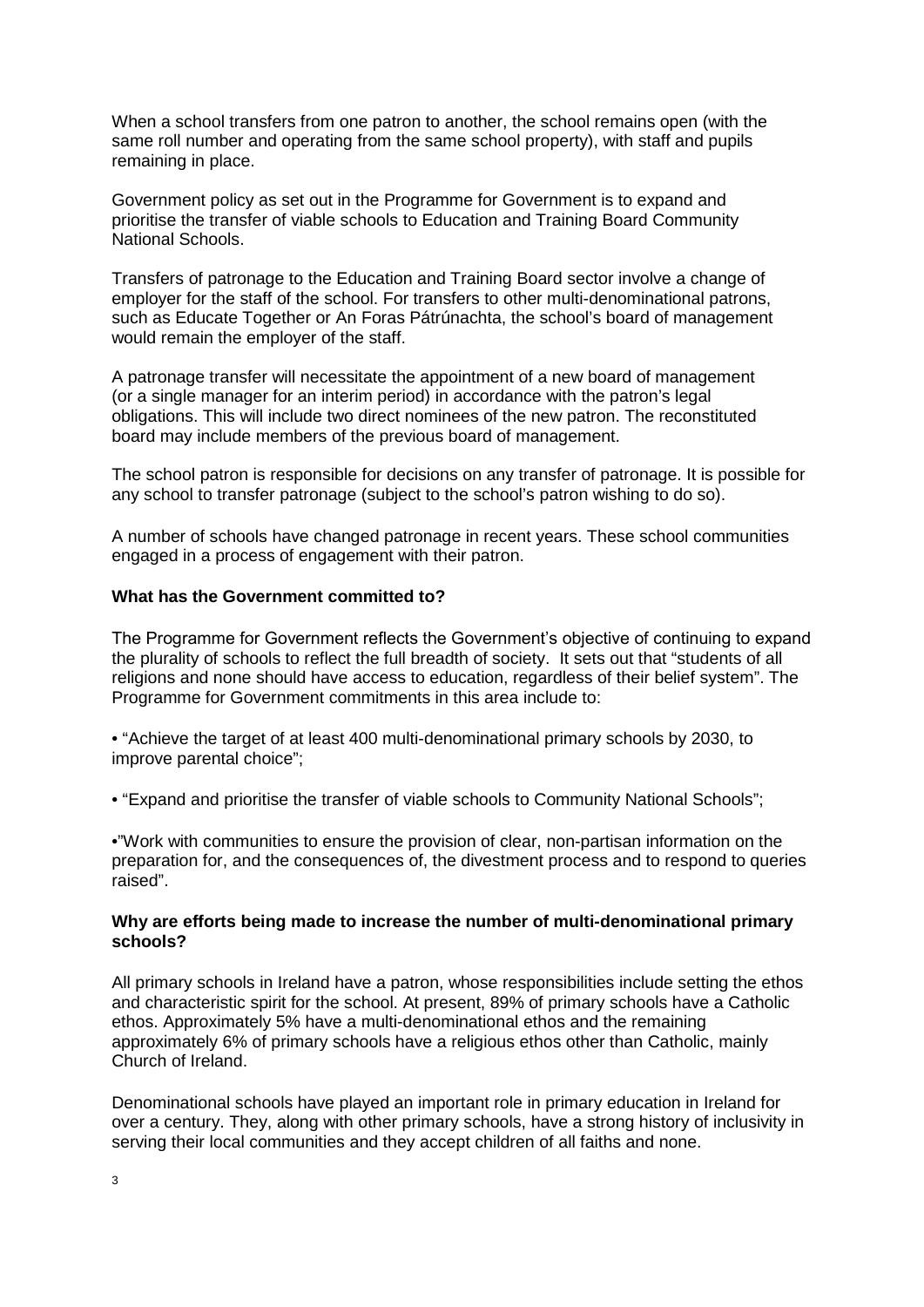When a school transfers from one patron to another, the school remains open (with the same roll number and operating from the same school property), with staff and pupils remaining in place.

Government policy as set out in the Programme for Government is to expand and prioritise the transfer of viable schools to Education and Training Board Community National Schools.

Transfers of patronage to the Education and Training Board sector involve a change of employer for the staff of the school. For transfers to other multi-denominational patrons, such as Educate Together or An Foras Pátrúnachta, the school's board of management would remain the employer of the staff.

A patronage transfer will necessitate the appointment of a new board of management (or a single manager for an interim period) in accordance with the patron's legal obligations. This will include two direct nominees of the new patron. The reconstituted board may include members of the previous board of management.

The school patron is responsible for decisions on any transfer of patronage. It is possible for any school to transfer patronage (subject to the school's patron wishing to do so).

A number of schools have changed patronage in recent years. These school communities engaged in a process of engagement with their patron.

**What has the Government committed to?**

The Programme for Government reflects the Government's objective of continuing to expand the plurality of schools to reflect the full breadth of society. It sets out that "students of all religions and none should have access to education, regardless of their belief system". The Programme for Government commitments in this area include to:

- "Achieve the target of at least 400 multi-denominational primary schools by 2030, to improve parental choice";
- "Expand and prioritise the transfer of viable schools to Community National Schools";
- "Work with communities to ensure the provision of clear, non-partisan information on the preparation for, and the consequences of, the divestment process and to respond to queries raised".

**Why are efforts being made to increase the number of multi-denominational primary schools?**

All primary schools in Ireland have a patron, whose responsibilities include setting the ethos and characteristic spirit for the school. At present, 89% of primary schools have a Catholic ethos. Approximately 5% have a multi-denominational ethos and the remaining approximately 6% of primary schools have a religious ethos other than Catholic, mainly Church of Ireland.

Denominational schools have played an important role in primary education in Ireland for over a century. They, along with other primary schools, have a strong history of inclusivity in serving their local communities and they accept children of all faiths and none.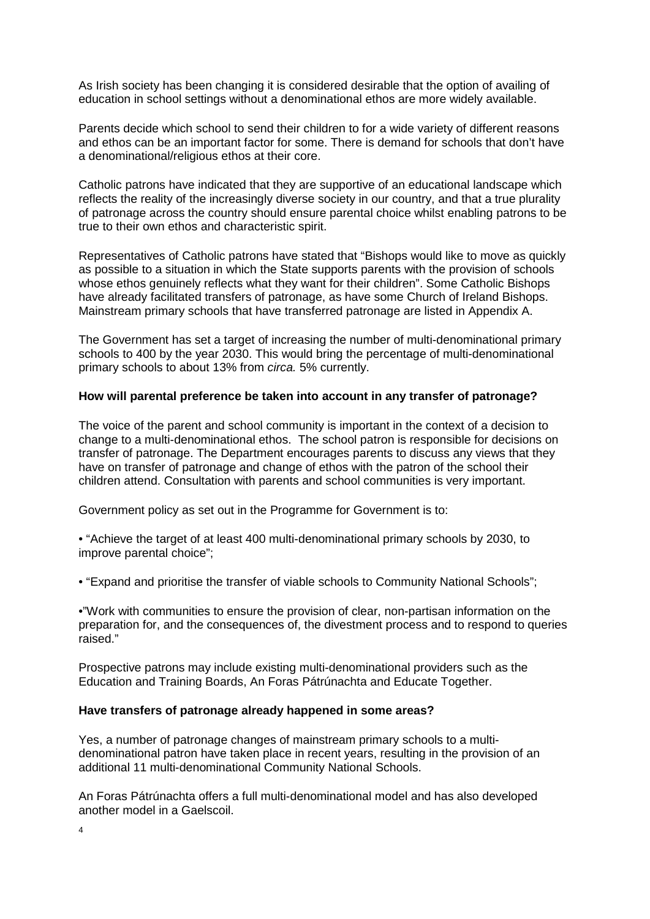As Irish society has been changing it is considered desirable that the option of availing of education in school settings without a denominational ethos are more widely available.

Parents decide which school to send their children to for a wide variety of different reasons and ethos can be an important factor for some. There is demand for schools that don't have a denominational/religious ethos at their core.

Catholic patrons have indicated that they are supportive of an educational landscape which reflects the reality of the increasingly diverse society in our country, and that a true plurality of patronage across the country should ensure parental choice whilst enabling patrons to be true to their own ethos and characteristic spirit.

Representatives of Catholic patrons have stated that "Bishops would like to move as quickly as possible to a situation in which the State supports parents with the provision of schools whose ethos genuinely reflects what they want for their children". Some Catholic Bishops have already facilitated transfers of patronage, as have some Church of Ireland Bishops. Mainstream primary schools that have transferred patronage are listed in Appendix A.

The Government has set a target of increasing the number of multi-denominational primary schools to 400 by the year 2030. This would bring the percentage of multi-denominational primary schools to about 13% from *circa.* 5% currently.

**How will parental preference be taken into account in any transfer of patronage?**

The voice of the parent and school community is important in the context of a decision to change to a multi-denominational ethos. The school patron is responsible for decisions on transfer of patronage. The Department encourages parents to discuss any views that they have on transfer of patronage and change of ethos with the patron of the school their children attend. Consultation with parents and school communities is very important.

Government policy as set out in the Programme for Government is to:

- "Achieve the target of at least 400 multi-denominational primary schools by 2030, to improve parental choice";
- "Expand and prioritise the transfer of viable schools to Community National Schools";
- "Work with communities to ensure the provision of clear, non-partisan information on the preparation for, and the consequences of, the divestment process and to respond to queries raised."

Prospective patrons may include existing multi-denominational providers such as the Education and Training Boards, An Foras Pátrúnachta and Educate Together.

**Have transfers of patronage already happened in some areas?**

Yes, a number of patronage changes of mainstream primary schools to a multi-denominational patron have taken place in recent years, resulting in the provision of an additional 11 multi-denominational Community National Schools.

An Foras Pátrúnachta offers a full multi-denominational model and has also developed another model in a Gaelscoil.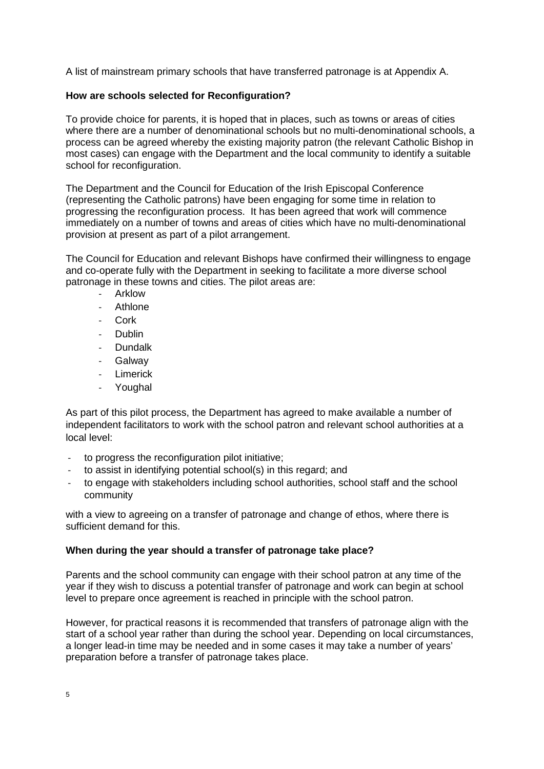A list of mainstream primary schools that have transferred patronage is at Appendix A.

**How are schools selected for Reconfiguration?**

To provide choice for parents, it is hoped that in places, such as towns or areas of cities where there are a number of denominational schools but no multi-denominational schools, a process can be agreed whereby the existing majority patron (the relevant Catholic Bishop in most cases) can engage with the Department and the local community to identify a suitable school for reconfiguration.

The Department and the Council for Education of the Irish Episcopal Conference (representing the Catholic patrons) have been engaging for some time in relation to progressing the reconfiguration process. It has been agreed that work will commence immediately on a number of towns and areas of cities which have no multi-denominational provision at present as part of a pilot arrangement.

The Council for Education and relevant Bishops have confirmed their willingness to engage and co-operate fully with the Department in seeking to facilitate a more diverse school patronage in these towns and cities. The pilot areas are:

- Arklow
- Athlone
- Cork
- Dublin
- Dundalk
- Galway
- Limerick
- Youghal

As part of this pilot process, the Department has agreed to make available a number of independent facilitators to work with the school patron and relevant school authorities at a local level:

- to progress the reconfiguration pilot initiative;
- to assist in identifying potential school(s) in this regard; and
- to engage with stakeholders including school authorities, school staff and the school community

with a view to agreeing on a transfer of patronage and change of ethos, where there is sufficient demand for this.

**When during the year should a transfer of patronage take place?**

Parents and the school community can engage with their school patron at any time of the year if they wish to discuss a potential transfer of patronage and work can begin at school level to prepare once agreement is reached in principle with the school patron.

However, for practical reasons it is recommended that transfers of patronage align with the start of a school year rather than during the school year. Depending on local circumstances, a longer lead-in time may be needed and in some cases it may take a number of years' preparation before a transfer of patronage takes place.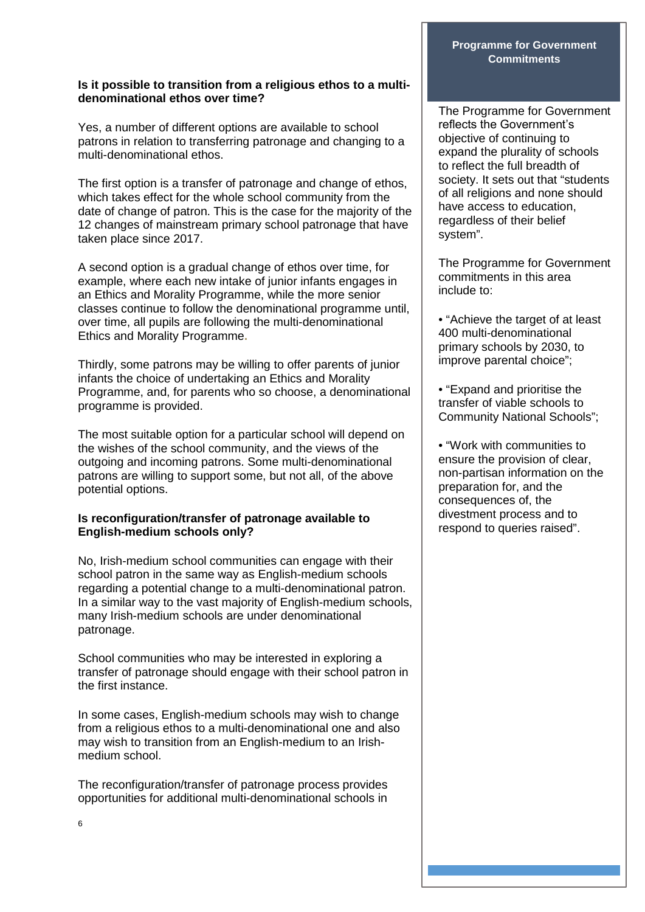**Is it possible to transition from a religious ethos to a multi-denominational ethos over time?**

Yes, a number of different options are available to school patrons in relation to transferring patronage and changing to a multi-denominational ethos.

The first option is a transfer of patronage and change of ethos, which takes effect for the whole school community from the date of change of patron. This is the case for the majority of the 12 changes of mainstream primary school patronage that have taken place since 2017.

A second option is a gradual change of ethos over time, for example, where each new intake of junior infants engages in an Ethics and Morality Programme, while the more senior classes continue to follow the denominational programme until, over time, all pupils are following the multi-denominational Ethics and Morality Programme.

Thirdly, some patrons may be willing to offer parents of junior infants the choice of undertaking an Ethics and Morality Programme, and, for parents who so choose, a denominational programme is provided.

The most suitable option for a particular school will depend on the wishes of the school community, and the views of the outgoing and incoming patrons. Some multi-denominational patrons are willing to support some, but not all, of the above potential options.

**Is reconfiguration/transfer of patronage available to English-medium schools only?**

No, Irish-medium school communities can engage with their school patron in the same way as English-medium schools regarding a potential change to a multi-denominational patron. In a similar way to the vast majority of English-medium schools, many Irish-medium schools are under denominational patronage.

School communities who may be interested in exploring a transfer of patronage should engage with their school patron in the first instance.

In some cases, English-medium schools may wish to change from a religious ethos to a multi-denominational one and also may wish to transition from an English-medium to an Irish-medium school.

The reconfiguration/transfer of patronage process provides opportunities for additional multi-denominational schools in

**Programme for Government Commitments**

The Programme for Government reflects the Government's objective of continuing to expand the plurality of schools to reflect the full breadth of society. It sets out that "students of all religions and none should have access to education, regardless of their belief system".

The Programme for Government commitments in this area include to:

- "Achieve the target of at least 400 multi-denominational primary schools by 2030, to improve parental choice";
- "Expand and prioritise the transfer of viable schools to Community National Schools";
- "Work with communities to ensure the provision of clear, non-partisan information on the preparation for, and the consequences of, the divestment process and to respond to queries raised".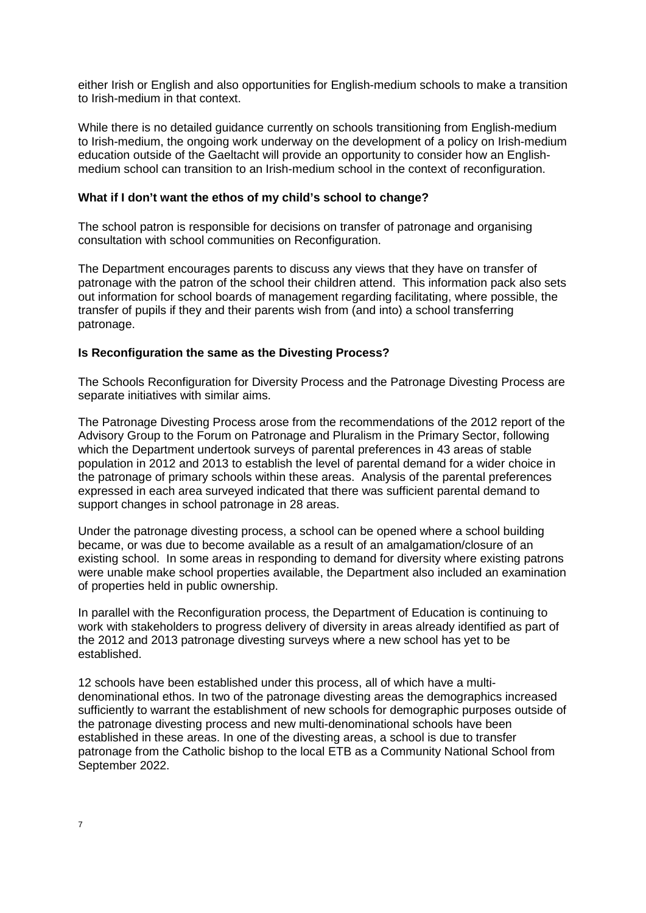either Irish or English and also opportunities for English-medium schools to make a transition to Irish-medium in that context.

While there is no detailed guidance currently on schools transitioning from English-medium to Irish-medium, the ongoing work underway on the development of a policy on Irish-medium education outside of the Gaeltacht will provide an opportunity to consider how an English-medium school can transition to an Irish-medium school in the context of reconfiguration.

**What if I don't want the ethos of my child's school to change?**

The school patron is responsible for decisions on transfer of patronage and organising consultation with school communities on Reconfiguration.

The Department encourages parents to discuss any views that they have on transfer of patronage with the patron of the school their children attend. This information pack also sets out information for school boards of management regarding facilitating, where possible, the transfer of pupils if they and their parents wish from (and into) a school transferring patronage.

**Is Reconfiguration the same as the Divesting Process?**

The Schools Reconfiguration for Diversity Process and the Patronage Divesting Process are separate initiatives with similar aims.

The Patronage Divesting Process arose from the recommendations of the 2012 report of the Advisory Group to the Forum on Patronage and Pluralism in the Primary Sector, following which the Department undertook surveys of parental preferences in 43 areas of stable population in 2012 and 2013 to establish the level of parental demand for a wider choice in the patronage of primary schools within these areas. Analysis of the parental preferences expressed in each area surveyed indicated that there was sufficient parental demand to support changes in school patronage in 28 areas.

Under the patronage divesting process, a school can be opened where a school building became, or was due to become available as a result of an amalgamation/closure of an existing school. In some areas in responding to demand for diversity where existing patrons were unable make school properties available, the Department also included an examination of properties held in public ownership.

In parallel with the Reconfiguration process, the Department of Education is continuing to work with stakeholders to progress delivery of diversity in areas already identified as part of the 2012 and 2013 patronage divesting surveys where a new school has yet to be established.

12 schools have been established under this process, all of which have a multi-denominational ethos. In two of the patronage divesting areas the demographics increased sufficiently to warrant the establishment of new schools for demographic purposes outside of the patronage divesting process and new multi-denominational schools have been established in these areas. In one of the divesting areas, a school is due to transfer patronage from the Catholic bishop to the local ETB as a Community National School from September 2022.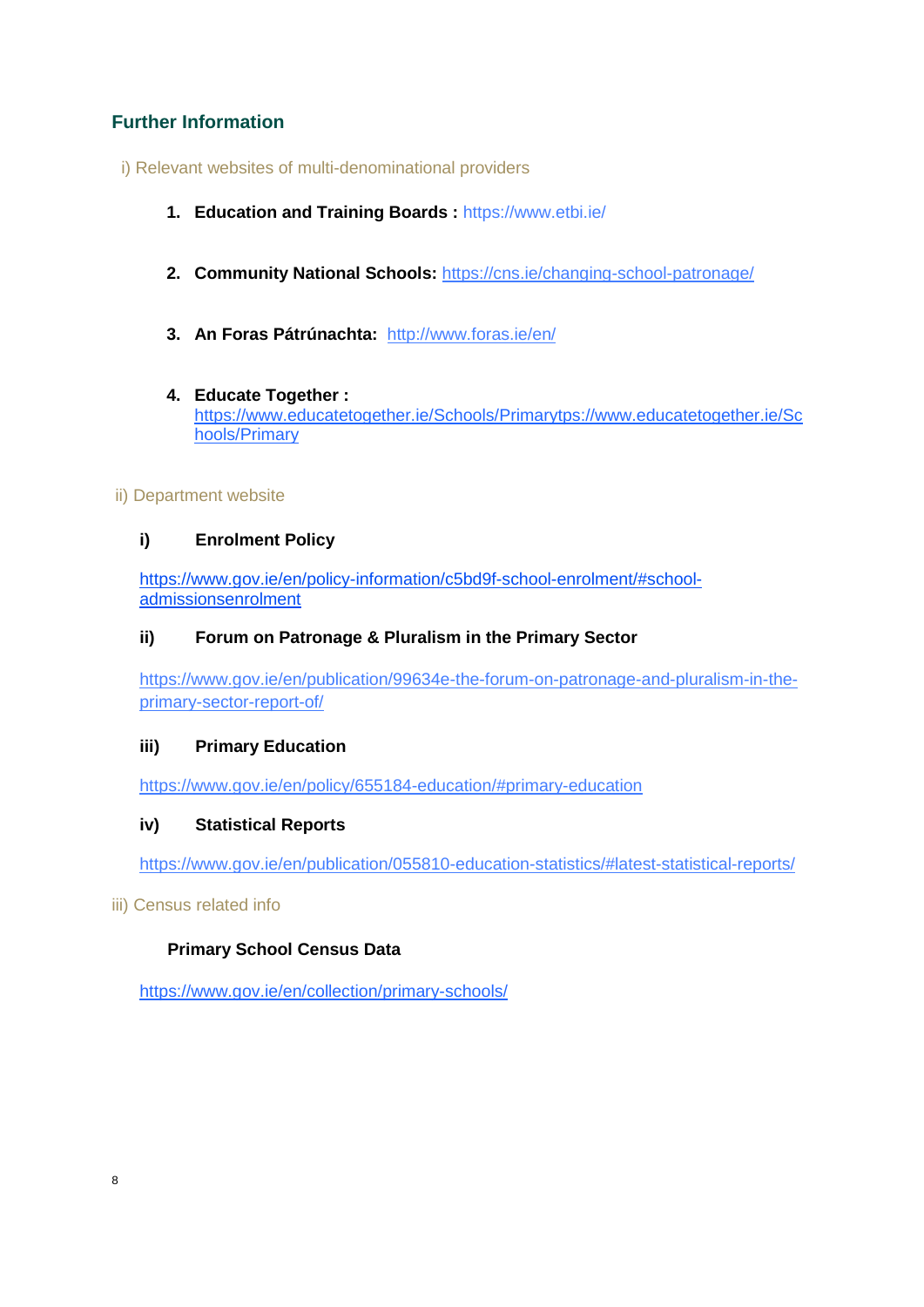## Further Information

i) Relevant websites of multi-denominational providers

1. **Education and Training Boards :** https://www.etbi.ie/

2. **Community National Schools:** https://cns.ie/changing-school-patronage/

3. **An Foras Pátrúnachta:** http://www.foras.ie/en/

4. **Educate Together :** https://www.educatetogether.ie/Schools/Primarytps://www.educatetogether.ie/Schools/Primary

ii) Department website

**i) Enrolment Policy**

https://www.gov.ie/en/policy-information/c5bd9f-school-enrolment/#school-admissionsenrolment

**ii) Forum on Patronage & Pluralism in the Primary Sector**

https://www.gov.ie/en/publication/99634e-the-forum-on-patronage-and-pluralism-in-the-primary-sector-report-of/

**iii) Primary Education**

https://www.gov.ie/en/policy/655184-education/#primary-education

**iv) Statistical Reports**

https://www.gov.ie/en/publication/055810-education-statistics/#latest-statistical-reports/

iii) Census related info

**Primary School Census Data**

https://www.gov.ie/en/collection/primary-schools/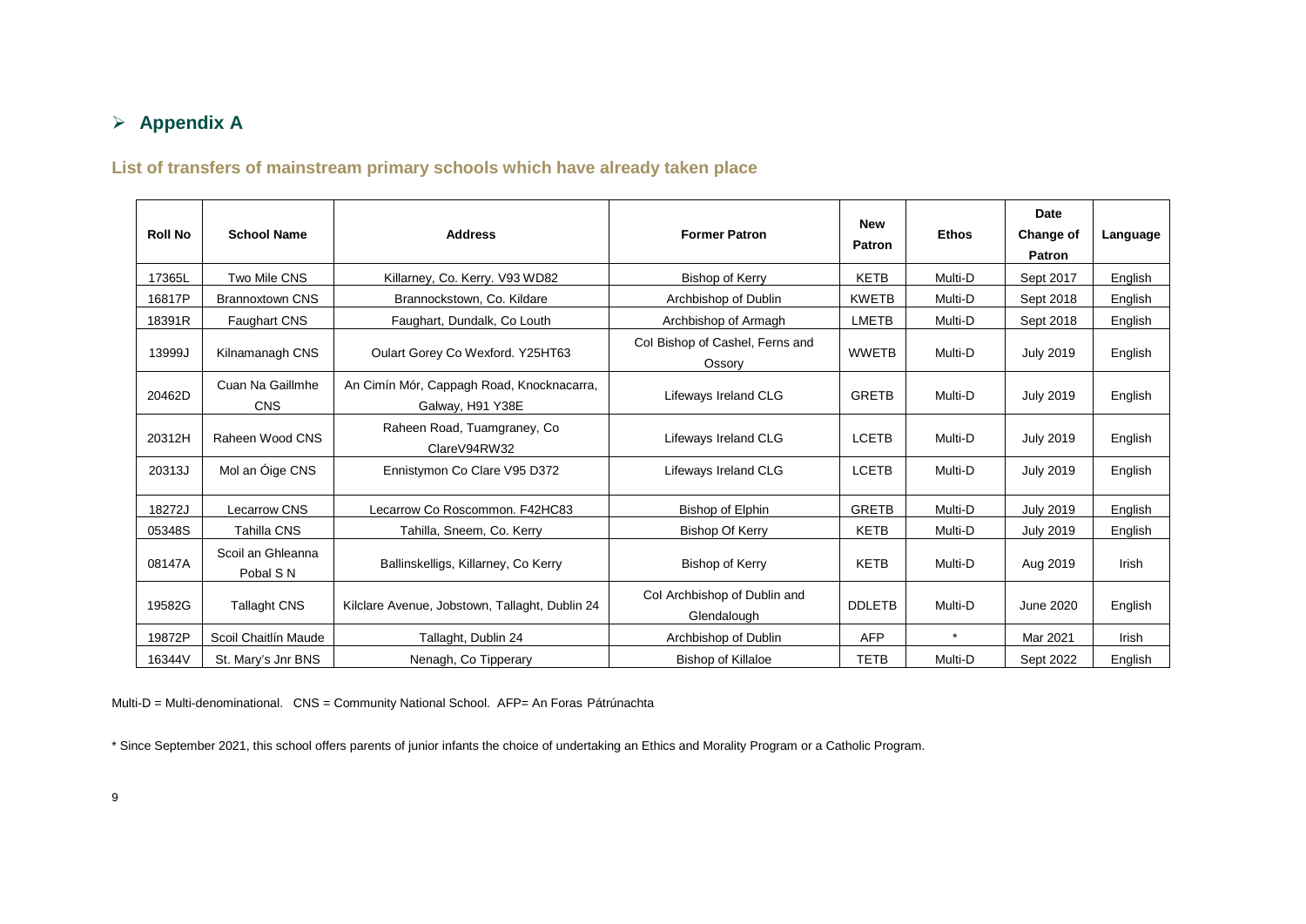## Appendix A

### List of transfers of mainstream primary schools which have already taken place

| Roll No | School Name | Address | Former Patron | New Patron | Ethos | Date Change of Patron | Language |
|---|---|---|---|---|---|---|---|
| 17365L | Two Mile CNS | Killarney, Co. Kerry. V93 WD82 | Bishop of Kerry | KETB | Multi-D | Sept 2017 | English |
| 16817P | Brannoxtown CNS | Brannockstown, Co. Kildare | Archbishop of Dublin | KWETB | Multi-D | Sept 2018 | English |
| 18391R | Faughart CNS | Faughart, Dundalk, Co Louth | Archbishop of Armagh | LMETB | Multi-D | Sept 2018 | English |
| 13999J | Kilnamanagh CNS | Oulart Gorey Co Wexford. Y25HT63 | CoI Bishop of Cashel, Ferns and Ossory | WWETB | Multi-D | July 2019 | English |
| 20462D | Cuan Na Gaillmhe CNS | An Cimín Mór, Cappagh Road, Knocknacarra, Galway, H91 Y38E | Lifeways Ireland CLG | GRETB | Multi-D | July 2019 | English |
| 20312H | Raheen Wood CNS | Raheen Road, Tuamgraney, Co ClareV94RW32 | Lifeways Ireland CLG | LCETB | Multi-D | July 2019 | English |
| 20313J | Mol an Óige CNS | Ennistymon Co Clare V95 D372 | Lifeways Ireland CLG | LCETB | Multi-D | July 2019 | English |
| 18272J | Lecarrow CNS | Lecarrow Co Roscommon. F42HC83 | Bishop of Elphin | GRETB | Multi-D | July 2019 | English |
| 05348S | Tahilla CNS | Tahilla, Sneem, Co. Kerry | Bishop Of Kerry | KETB | Multi-D | July 2019 | English |
| 08147A | Scoil an Ghleanna Pobal S N | Ballinskelligs, Killarney, Co Kerry | Bishop of Kerry | KETB | Multi-D | Aug 2019 | Irish |
| 19582G | Tallaght CNS | Kilclare Avenue, Jobstown, Tallaght, Dublin 24 | CoI Archbishop of Dublin and Glendalough | DDLETB | Multi-D | June 2020 | English |
| 19872P | Scoil Chaitlín Maude | Tallaght, Dublin 24 | Archbishop of Dublin | AFP | * | Mar 2021 | Irish |
| 16344V | St. Mary's Jnr BNS | Nenagh, Co Tipperary | Bishop of Killaloe | TETB | Multi-D | Sept 2022 | English |

Multi-D = Multi-denominational. CNS = Community National School. AFP= An Foras Pátrúnachta

* Since September 2021, this school offers parents of junior infants the choice of undertaking an Ethics and Morality Program or a Catholic Program.